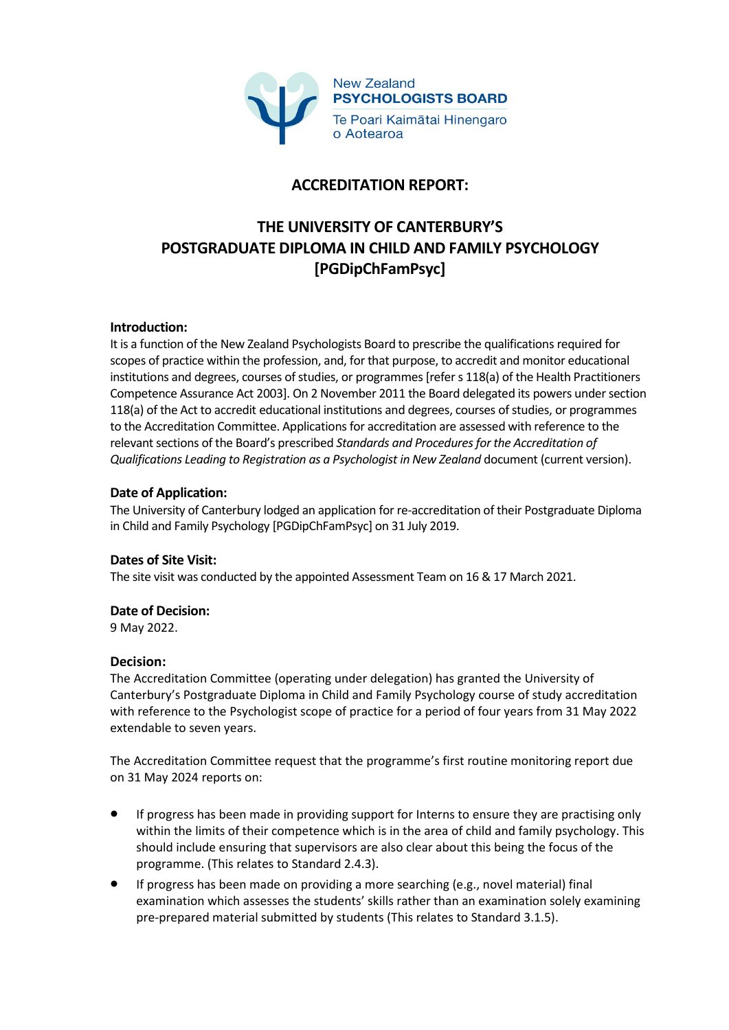New Zealand
**PSYCHOLOGISTS BOARD**
Te Poari Kaimātai Hinengaro o Aotearoa

# ACCREDITATION REPORT:

# THE UNIVERSITY OF CANTERBURY'S POSTGRADUATE DIPLOMA IN CHILD AND FAMILY PSYCHOLOGY [PGDipChFamPsyc]

**Introduction:**
It is a function of the New Zealand Psychologists Board to prescribe the qualifications required for scopes of practice within the profession, and, for that purpose, to accredit and monitor educational institutions and degrees, courses of studies, or programmes [refer s 118(a) of the Health Practitioners Competence Assurance Act 2003]. On 2 November 2011 the Board delegated its powers under section 118(a) of the Act to accredit educational institutions and degrees, courses of studies, or programmes to the Accreditation Committee. Applications for accreditation are assessed with reference to the relevant sections of the Board's prescribed *Standards and Procedures for the Accreditation of Qualifications Leading to Registration as a Psychologist in New Zealand* document (current version).

**Date of Application:**
The University of Canterbury lodged an application for re-accreditation of their Postgraduate Diploma in Child and Family Psychology [PGDipChFamPsyc] on 31 July 2019.

**Dates of Site Visit:**
The site visit was conducted by the appointed Assessment Team on 16 & 17 March 2021.

**Date of Decision:**
9 May 2022.

**Decision:**
The Accreditation Committee (operating under delegation) has granted the University of Canterbury's Postgraduate Diploma in Child and Family Psychology course of study accreditation with reference to the Psychologist scope of practice for a period of four years from 31 May 2022 extendable to seven years.

The Accreditation Committee request that the programme's first routine monitoring report due on 31 May 2024 reports on:

- If progress has been made in providing support for Interns to ensure they are practising only within the limits of their competence which is in the area of child and family psychology. This should include ensuring that supervisors are also clear about this being the focus of the programme. (This relates to Standard 2.4.3).
- If progress has been made on providing a more searching (e.g., novel material) final examination which assesses the students' skills rather than an examination solely examining pre-prepared material submitted by students (This relates to Standard 3.1.5).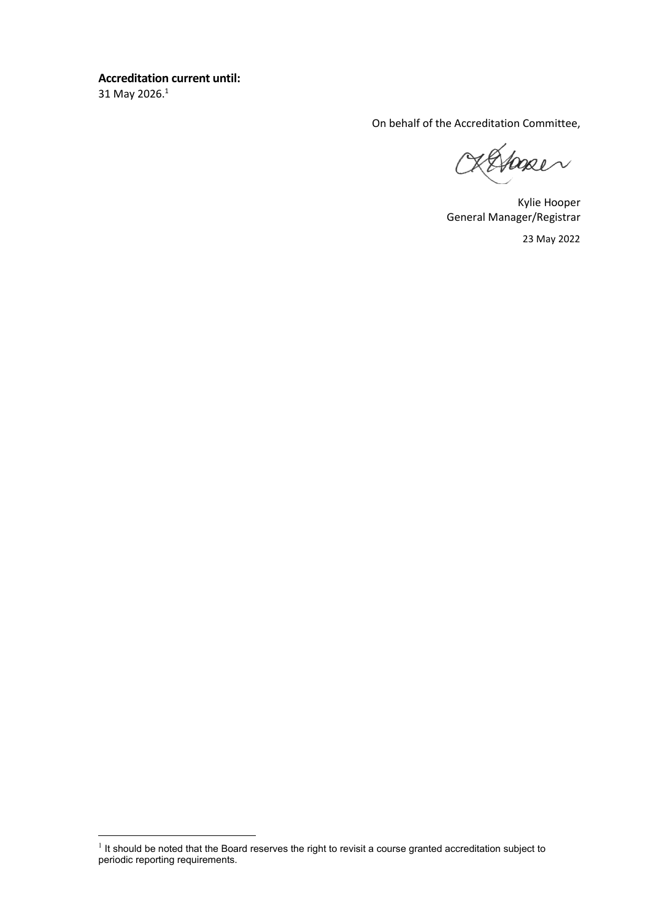**Accreditation current until:**

31 May 2026.[1]

On behalf of the Accreditation Committee,

Kylie Hooper
General Manager/Registrar

23 May 2022

[1] It should be noted that the Board reserves the right to revisit a course granted accreditation subject to periodic reporting requirements.